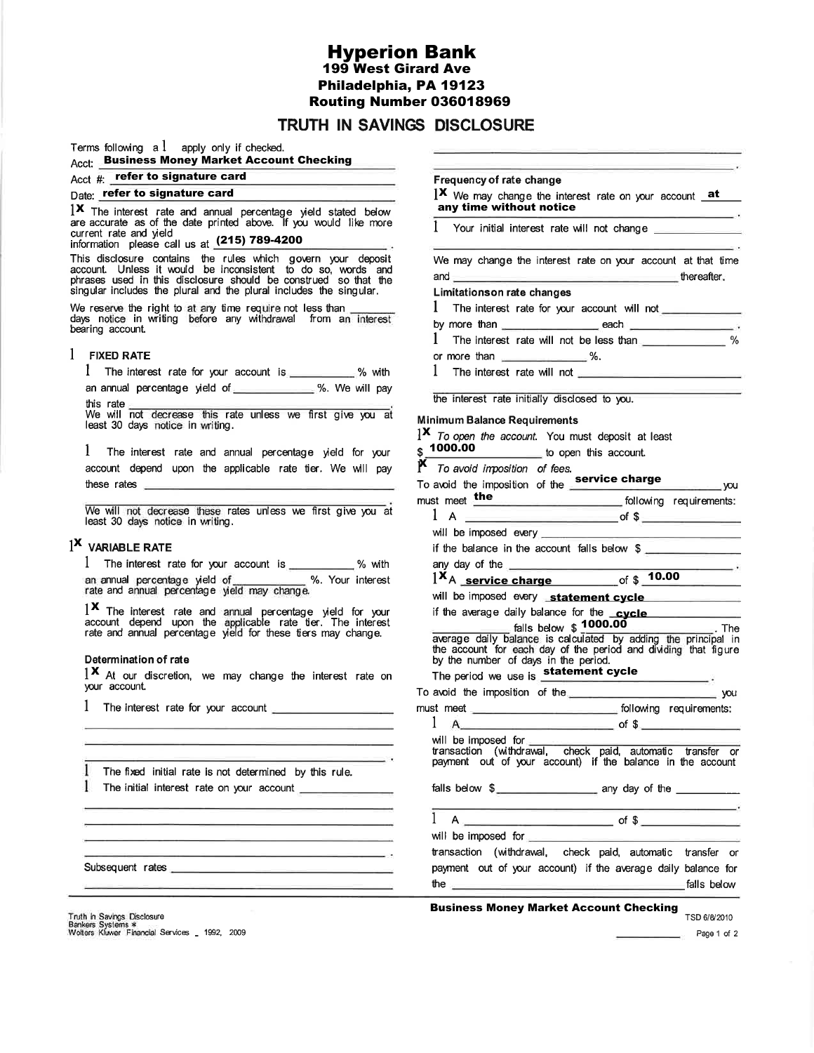# Hyperion Bank

**199 West Girard Ave**
**Philadelphia, PA 19123**
**Routing Number 036018969**

## TRUTH IN SAVINGS DISCLOSURE

Terms following a l apply only if checked.

Acct: **Business Money Market Account Checking**

Acct #: **refer to signature card**

Date: **refer to signature card**

l**X** The interest rate and annual percentage yield stated below are accurate as of the date printed above. If you would like more current rate and yield information please call us at **(215) 789-4200** .

This disclosure contains the rules which govern your deposit account. Unless it would be inconsistent to do so, words and phrases used in this disclosure should be construed so that the singular includes the plural and the plural includes the singular.

We reserve the right to at any time require not less than _______ days notice in writing before any withdrawal from an interest bearing account.

### l FIXED RATE

l The interest rate for your account is __________ % with an annual percentage yield of ____________ %. We will pay this rate ______________________________________.
We will not decrease this rate unless we first give you at least 30 days notice in writing.

l The interest rate and annual percentage yield for your account depend upon the applicable rate tier. We will pay these rates ______________________________________.
We will not decrease these rates unless we first give you at least 30 days notice in writing.

### l**X** VARIABLE RATE

l The interest rate for your account is __________ % with an annual percentage yield of __________ %. Your interest rate and annual percentage yield may change.

l**X** The interest rate and annual percentage yield for your account depend upon the applicable rate tier. The interest rate and annual percentage yield for these tiers may change.

**Determination of rate**

l**X** At our discretion, we may change the interest rate on your account.

l The interest rate for your account ______________________________________.

l The fixed initial rate is not determined by this rule.

l The initial interest rate on your account ______________________________________.

Subsequent rates ______________________________________.

**Frequency of rate change**

l**X** We may change the interest rate on your account **at any time without notice** .

l Your initial interest rate will not change ______________________________________.

We may change the interest rate on your account at that time and ______________________________ thereafter.

**Limitationson rate changes**

l The interest rate for your account will not ____________ by more than ______________ each ________________ .

l The interest rate will not be less than ____________ % or more than ____________ %.

l The interest rate will not ______________________________ the interest rate initially disclosed to you.

**Minimum Balance Requirements**

l**X** *To open the account.* You must deposit at least $ **1000.00** to open this account.

l**X** *To avoid imposition of fees.*

To avoid the imposition of the **service charge** you must meet **the** following requirements:

l A ______________________ of $ ______________ will be imposed every ______________________ if the balance in the account falls below $ ______________ any day of the ______________________.

l**X** A **service charge** of $ **10.00** will be imposed every **statement cycle** if the average daily balance for the **cycle** falls below $ **1000.00** . The average daily balance is calculated by adding the principal in the account for each day of the period and dividing that figure by the number of days in the period.
The period we use is **statement cycle** .

To avoid the imposition of the ______________________ you must meet ______________________ following requirements:

l A ______________________ of $ ______________ will be imposed for ______________________ transaction (withdrawal, check paid, automatic transfer or payment out of your account) if the balance in the account falls below $ ______________ any day of the ______________________.

l A ______________________ of $ ______________ will be imposed for ______________________ transaction (withdrawal, check paid, automatic transfer or payment out of your account) if the average daily balance for the ______________________ falls below

Truth in Savings Disclosure
Bankers Systems *
Wolters Kluwer Financial Services _ 1992, 2009

**Business Money Market Account Checking**

TSD 6/8/2010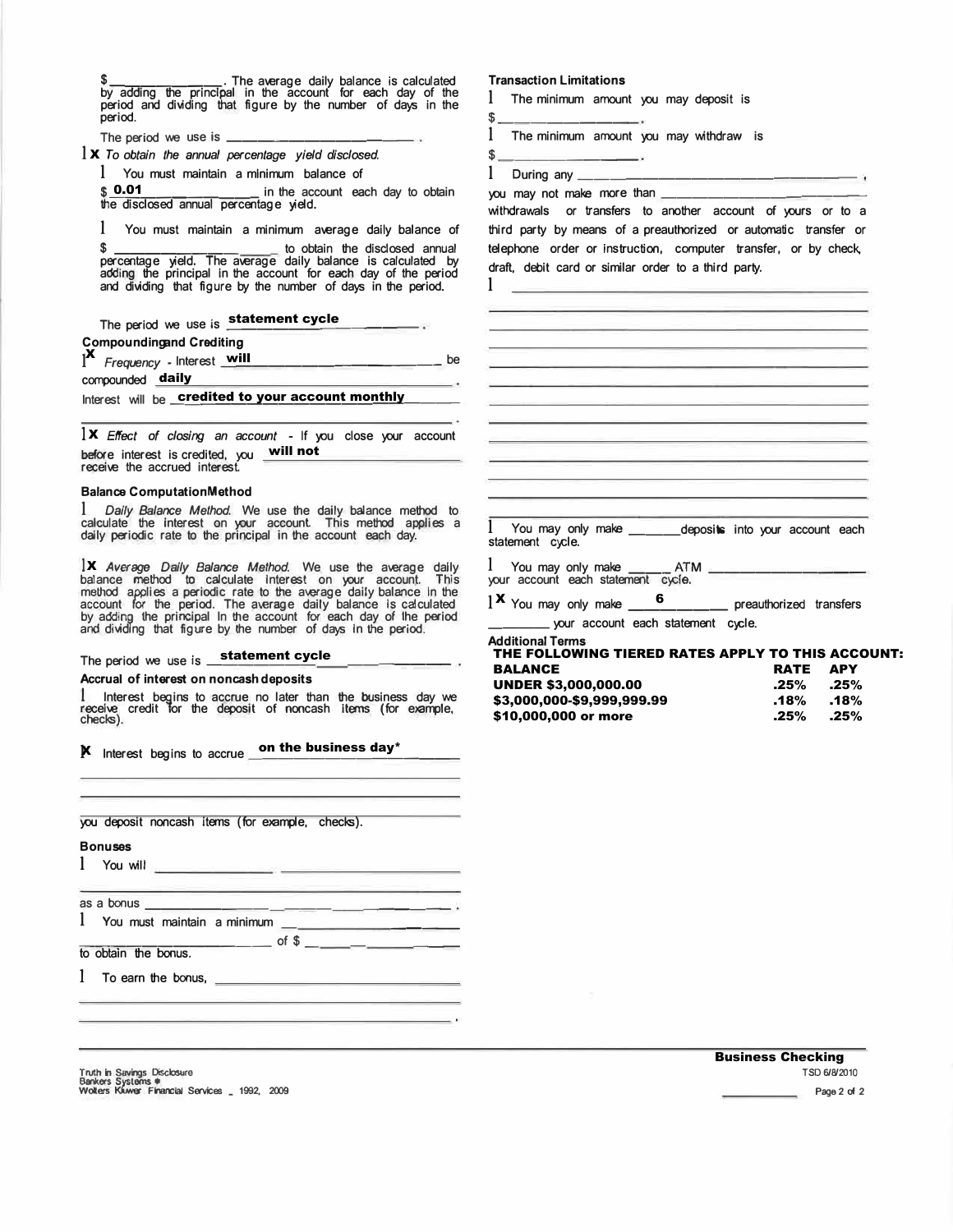$ ________________. The average daily balance is calculated by adding the principal in the account for each day of the period and dividing that figure by the number of days in the period.

The period we use is ________________________.

l **X** *To obtain the annual percentage yield disclosed.*

l You must maintain a minimum balance of $ **0.01** in the account each day to obtain the disclosed annual percentage yield.

l You must maintain a minimum average daily balance of $ ________________ to obtain the disclosed annual percentage yield. The average daily balance is calculated by adding the principal in the account for each day of the period and dividing that figure by the number of days in the period.

The period we use is **statement cycle**.

### Compounding and Crediting

l **X** *Frequency* - Interest **will** be compounded **daily**.

Interest will be **credited to your account monthly**.

l **X** *Effect of closing an account* - If you close your account before interest is credited, you **will not** receive the accrued interest.

### Balance Computation Method

l *Daily Balance Method.* We use the daily balance method to calculate the interest on your account. This method applies a daily periodic rate to the principal in the account each day.

l **X** *Average Daily Balance Method.* We use the average daily balance method to calculate interest on your account. This method applies a periodic rate to the average daily balance in the account for the period. The average daily balance is calculated by adding the principal in the account for each day of the period and dividing that figure by the number of days in the period.

The period we use is **statement cycle**.

### Accrual of interest on noncash deposits

l Interest begins to accrue no later than the business day we receive credit for the deposit of noncash items (for example, checks).

l **X** Interest begins to accrue **on the business day***

you deposit noncash items (for example, checks).

### Bonuses

l You will ________________

as a bonus ________________.

l You must maintain a minimum ________________ of $ ________________ to obtain the bonus.

l To earn the bonus, ________________.

### Transaction Limitations

l The minimum amount you may deposit is $ ________________.

l The minimum amount you may withdraw is $ ________________.

l During any ________________, you may not make more than ________________ withdrawals or transfers to another account of yours or to a third party by means of a preauthorized or automatic transfer or telephone order or instruction, computer transfer, or by check, draft, debit card or similar order to a third party.

l ________________

l You may only make ________ deposits into your account each statement cycle.

l You may only make ______ ATM ________________ your account each statement cycle.

l **X** You may only make **6** preauthorized transfers ________ your account each statement cycle.

### Additional Terms

**THE FOLLOWING TIERED RATES APPLY TO THIS ACCOUNT:**

| BALANCE | RATE | APY |
|---|---|---|
| UNDER $3,000,000.00 | .25% | .25% |
| $3,000,000-$9,999,999.99 | .18% | .18% |
| $10,000,000 or more | .25% | .25% |

**Business Checking**

TSD 6/8/2010

Truth in Savings Disclosure
Bankers Systems ®
Wolters Kluwer Financial Services _ 1992, 2009